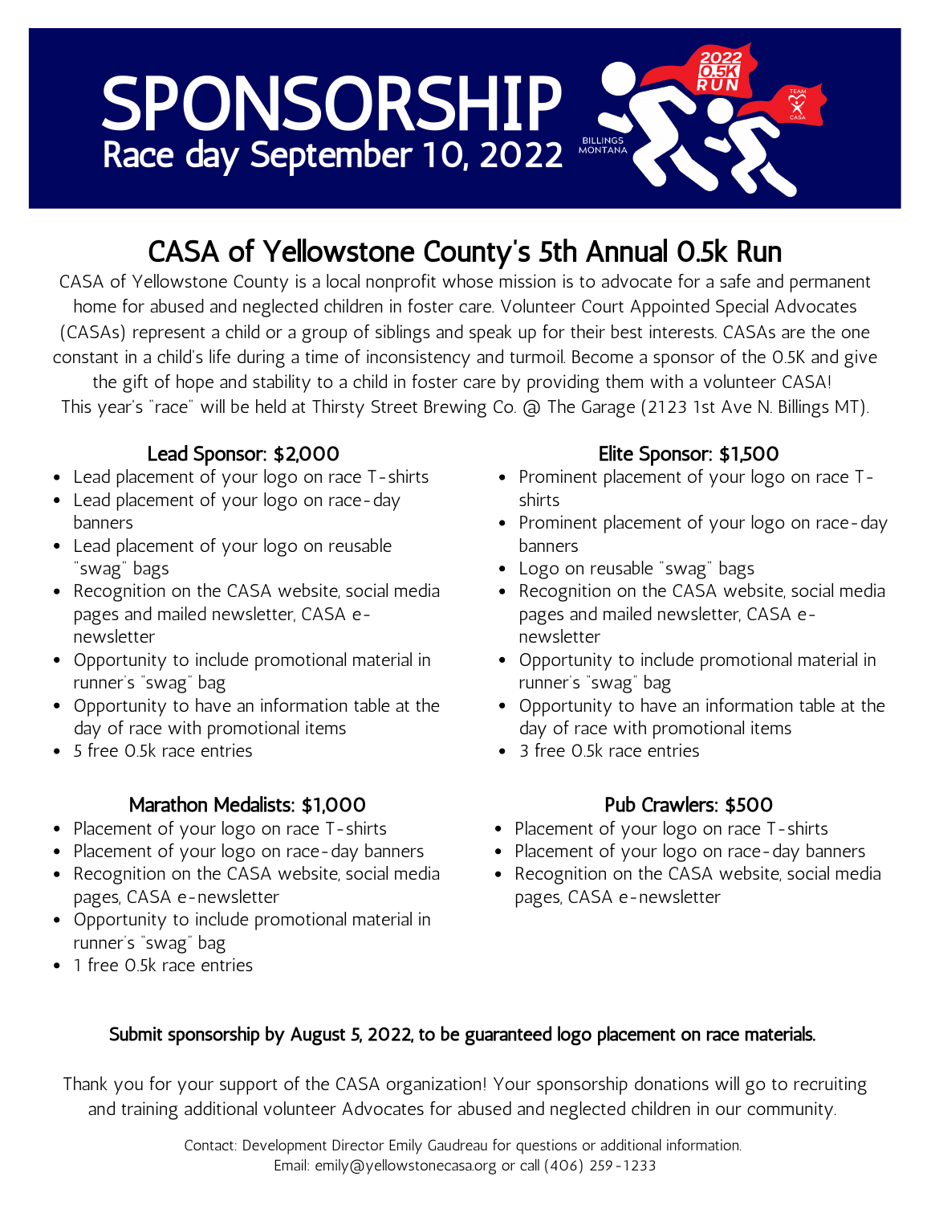# SPONSORSHIP

Race day September 10, 2022

2022 0.5K RUN

BILLINGS MONTANA

TEAM CASA

## CASA of Yellowstone County's 5th Annual 0.5k Run

CASA of Yellowstone County is a local nonprofit whose mission is to advocate for a safe and permanent home for abused and neglected children in foster care. Volunteer Court Appointed Special Advocates (CASAs) represent a child or a group of siblings and speak up for their best interests. CASAs are the one constant in a child's life during a time of inconsistency and turmoil. Become a sponsor of the 0.5K and give the gift of hope and stability to a child in foster care by providing them with a volunteer CASA! This year's "race" will be held at Thirsty Street Brewing Co. @ The Garage (2123 1st Ave N. Billings MT).

### Lead Sponsor: $2,000

- Lead placement of your logo on race T-shirts
- Lead placement of your logo on race-day banners
- Lead placement of your logo on reusable "swag" bags
- Recognition on the CASA website, social media pages and mailed newsletter, CASA e-newsletter
- Opportunity to include promotional material in runner's "swag" bag
- Opportunity to have an information table at the day of race with promotional items
- 5 free 0.5k race entries

### Elite Sponsor: $1,500

- Prominent placement of your logo on race T-shirts
- Prominent placement of your logo on race-day banners
- Logo on reusable "swag" bags
- Recognition on the CASA website, social media pages and mailed newsletter, CASA e-newsletter
- Opportunity to include promotional material in runner's "swag" bag
- Opportunity to have an information table at the day of race with promotional items
- 3 free 0.5k race entries

### Marathon Medalists: $1,000

- Placement of your logo on race T-shirts
- Placement of your logo on race-day banners
- Recognition on the CASA website, social media pages, CASA e-newsletter
- Opportunity to include promotional material in runner's "swag" bag
- 1 free 0.5k race entries

### Pub Crawlers: $500

- Placement of your logo on race T-shirts
- Placement of your logo on race-day banners
- Recognition on the CASA website, social media pages, CASA e-newsletter

**Submit sponsorship by August 5, 2022, to be guaranteed logo placement on race materials.**

Thank you for your support of the CASA organization! Your sponsorship donations will go to recruiting and training additional volunteer Advocates for abused and neglected children in our community.

Contact: Development Director Emily Gaudreau for questions or additional information.
Email: emily@yellowstonecasa.org or call (406) 259-1233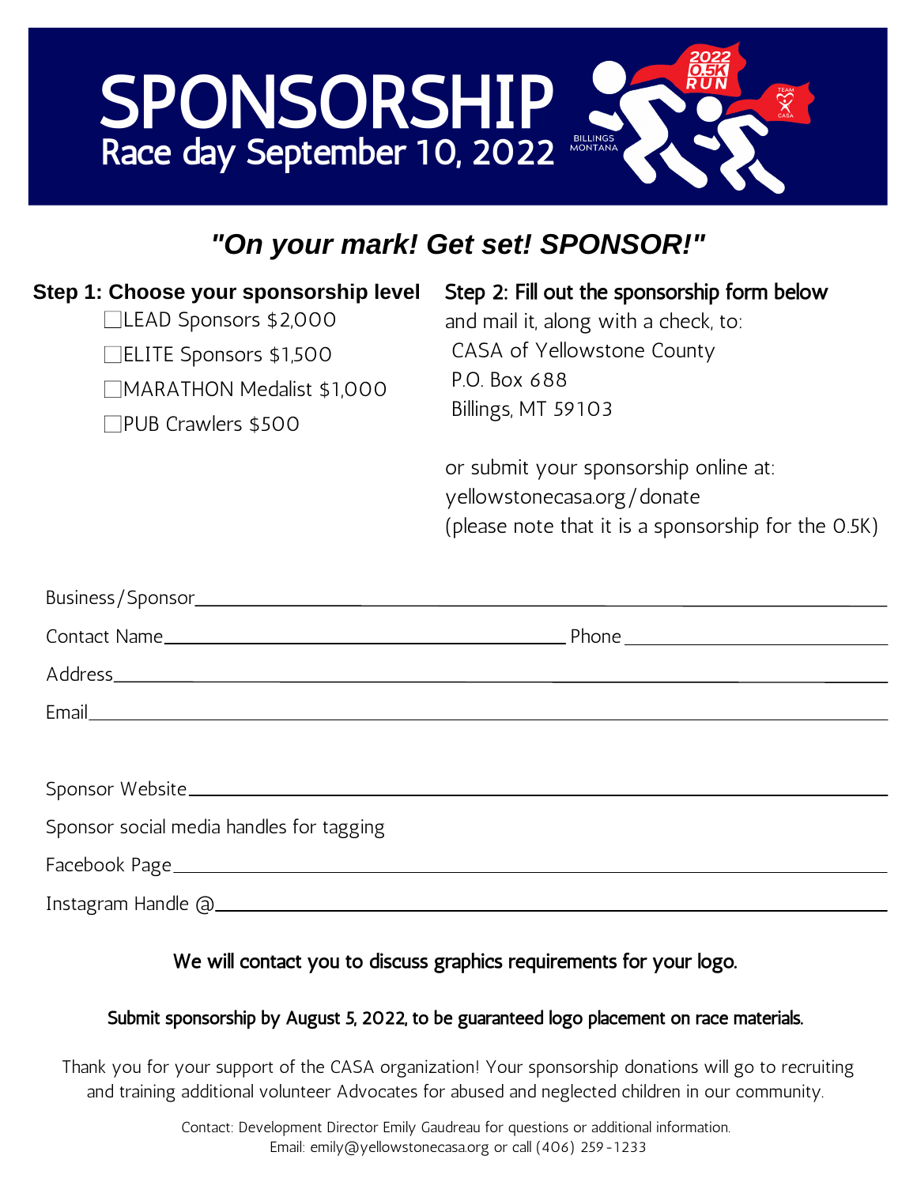# SPONSORSHIP

## Race day September 10, 2022

BILLINGS MONTANA

2022 0.5K RUN

TEAM CASA

***"On your mark! Get set! SPONSOR!"***

**Step 1: Choose your sponsorship level**

- ☐ LEAD Sponsors $2,000
- ☐ ELITE Sponsors $1,500
- ☐ MARATHON Medalist $1,000
- ☐ PUB Crawlers $500

**Step 2: Fill out the sponsorship form below** and mail it, along with a check, to:

CASA of Yellowstone County  
P.O. Box 688  
Billings, MT 59103

or submit your sponsorship online at:  
yellowstonecasa.org/donate  
(please note that it is a sponsorship for the 0.5K)

Business/Sponsor\_\_\_\_\_\_\_\_\_\_\_\_\_\_\_\_\_\_\_\_\_\_\_\_\_\_\_\_\_\_\_\_\_\_\_\_\_\_\_\_

Contact Name\_\_\_\_\_\_\_\_\_\_\_\_\_\_\_\_\_\_\_\_\_\_\_\_\_\_\_\_ Phone\_\_\_\_\_\_\_\_\_\_\_\_\_\_\_\_

Address\_\_\_\_\_\_\_\_\_\_\_\_\_\_\_\_\_\_\_\_\_\_\_\_\_\_\_\_\_\_\_\_\_\_\_\_\_\_\_\_\_\_\_\_\_\_\_\_

Email\_\_\_\_\_\_\_\_\_\_\_\_\_\_\_\_\_\_\_\_\_\_\_\_\_\_\_\_\_\_\_\_\_\_\_\_\_\_\_\_\_\_\_\_\_\_\_\_\_\_

Sponsor Website\_\_\_\_\_\_\_\_\_\_\_\_\_\_\_\_\_\_\_\_\_\_\_\_\_\_\_\_\_\_\_\_\_\_\_\_\_\_\_\_\_\_

Sponsor social media handles for tagging

Facebook Page\_\_\_\_\_\_\_\_\_\_\_\_\_\_\_\_\_\_\_\_\_\_\_\_\_\_\_\_\_\_\_\_\_\_\_\_\_\_\_\_\_\_\_

Instagram Handle @\_\_\_\_\_\_\_\_\_\_\_\_\_\_\_\_\_\_\_\_\_\_\_\_\_\_\_\_\_\_\_\_\_\_\_\_\_\_\_\_

**We will contact you to discuss graphics requirements for your logo.**

**Submit sponsorship by August 5, 2022, to be guaranteed logo placement on race materials.**

Thank you for your support of the CASA organization! Your sponsorship donations will go to recruiting and training additional volunteer Advocates for abused and neglected children in our community.

Contact: Development Director Emily Gaudreau for questions or additional information.  
Email: emily@yellowstonecasa.org or call (406) 259-1233